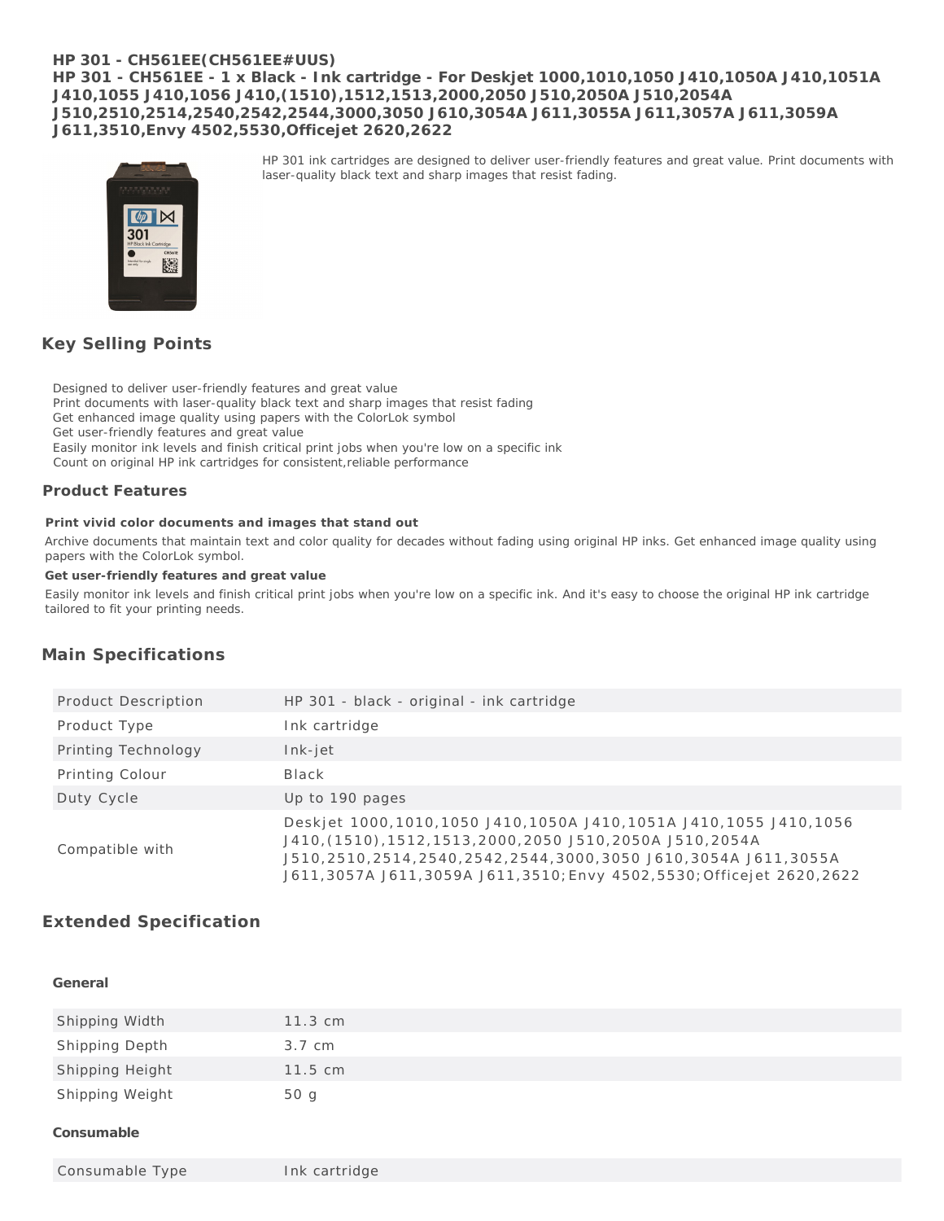# HP 301 - CH561EE(CH561EE#UUS)

# HP 301 - CH561EE - 1 x Black - Ink cartridge - For Deskjet 1000,1010,1050 J410,1050A J410,1051A J410,1055 J410,1056 J410,(1510),1512,1513,2000,2050 J510,2050A J510,2054A J510,2510,2514,2540,2542,2544,3000,3050 J610,3054A J611,3055A J611,3057A J611,3059A J611,3510,Envy 4502,5530,Officejet 2620,2622

HP 301 ink cartridges are designed to deliver user-friendly features and great value. Print documents with laser-quality black text and sharp images that resist fading.

## Key Selling Points

- Designed to deliver user-friendly features and great value
- Print documents with laser-quality black text and sharp images that resist fading
- Get enhanced image quality using papers with the ColorLok symbol
- Get user-friendly features and great value
- Easily monitor ink levels and finish critical print jobs when you're low on a specific ink
- Count on original HP ink cartridges for consistent,reliable performance

## Product Features

**Print vivid color documents and images that stand out**

Archive documents that maintain text and color quality for decades without fading using original HP inks. Get enhanced image quality using papers with the ColorLok symbol.

**Get user-friendly features and great value**

Easily monitor ink levels and finish critical print jobs when you're low on a specific ink. And it's easy to choose the original HP ink cartridge tailored to fit your printing needs.

## Main Specifications

| | |
|---|---|
| Product Description | HP 301 - black - original - ink cartridge |
| Product Type | Ink cartridge |
| Printing Technology | Ink-jet |
| Printing Colour | Black |
| Duty Cycle | Up to 190 pages |
| Compatible with | Deskjet 1000,1010,1050 J410,1050A J410,1051A J410,1055 J410,1056 J410,(1510),1512,1513,2000,2050 J510,2050A J510,2054A J510,2510,2514,2540,2542,2544,3000,3050 J610,3054A J611,3055A J611,3057A J611,3059A J611,3510;Envy 4502,5530;Officejet 2620,2622 |

## Extended Specification

### General

| | |
|---|---|
| Shipping Width | 11.3 cm |
| Shipping Depth | 3.7 cm |
| Shipping Height | 11.5 cm |
| Shipping Weight | 50 g |

### Consumable

| | |
|---|---|
| Consumable Type | Ink cartridge |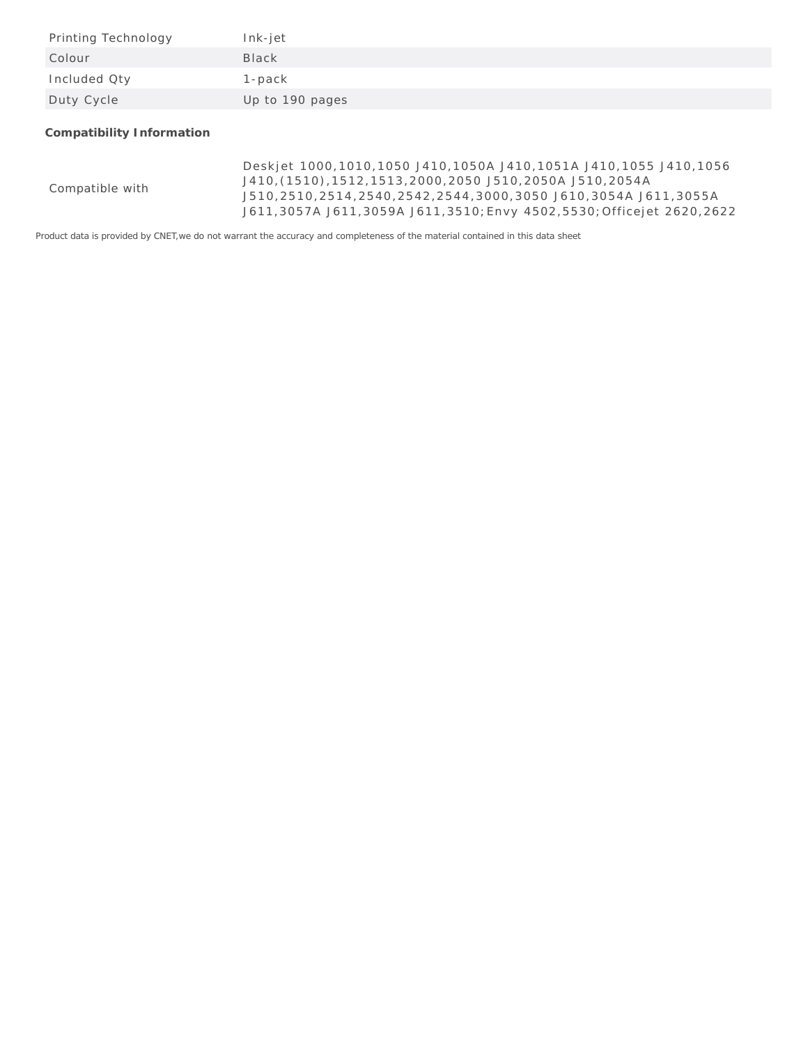| | |
|---|---|
| Printing Technology | Ink-jet |
| Colour | Black |
| Included Qty | 1-pack |
| Duty Cycle | Up to 190 pages |

**Compatibility Information**

| | |
|---|---|
| Compatible with | Deskjet 1000,1010,1050 J410,1050A J410,1051A J410,1055 J410,1056 J410,(1510),1512,1513,2000,2050 J510,2050A J510,2054A J510,2510,2514,2540,2542,2544,3000,3050 J610,3054A J611,3055A J611,3057A J611,3059A J611,3510;Envy 4502,5530;Officejet 2620,2622 |

Product data is provided by CNET,we do not warrant the accuracy and completeness of the material contained in this data sheet